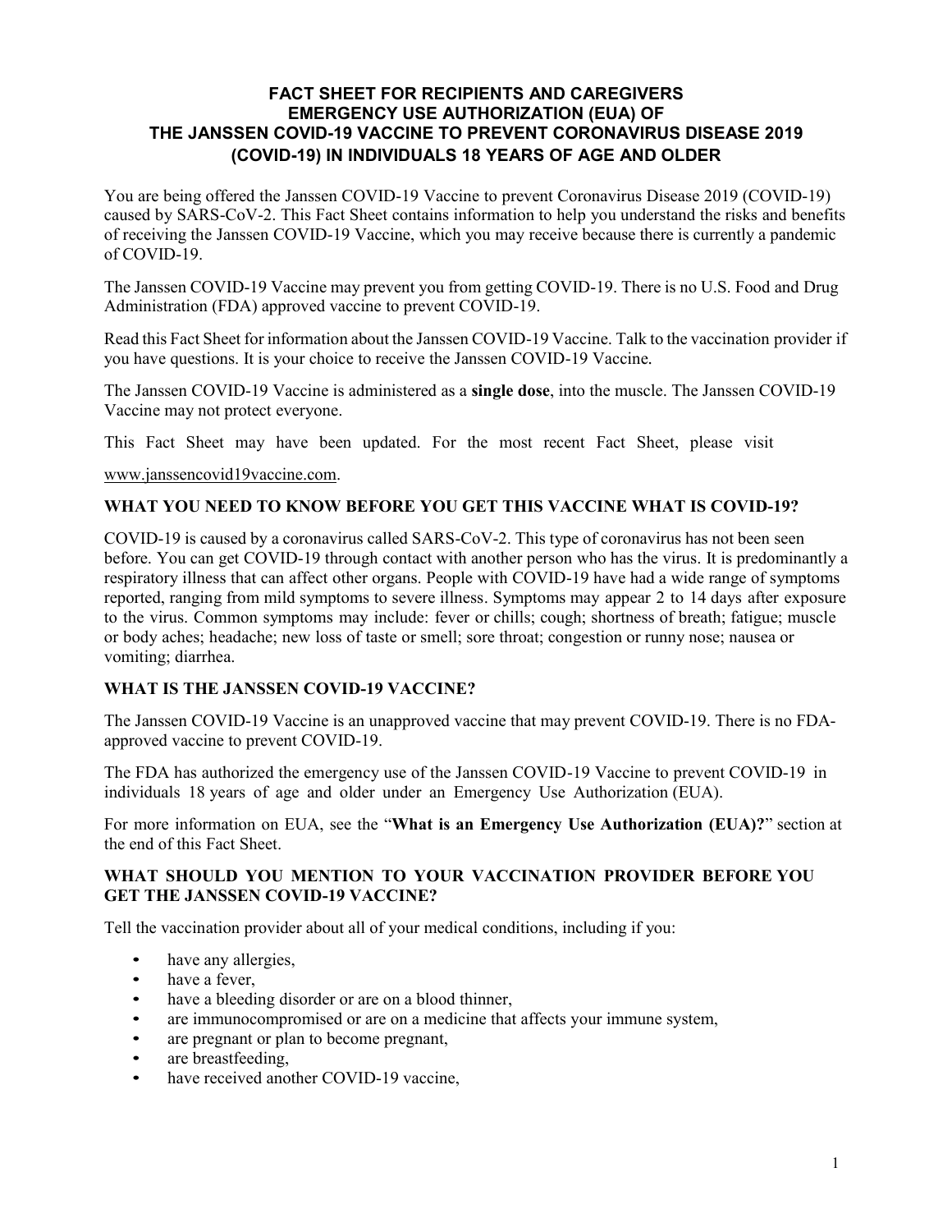# FACT SHEET FOR RECIPIENTS AND CAREGIVERS EMERGENCY USE AUTHORIZATION (EUA) OF THE JANSSEN COVID-19 VACCINE TO PREVENT CORONAVIRUS DISEASE 2019 (COVID-19) IN INDIVIDUALS 18 YEARS OF AGE AND OLDER

You are being offered the Janssen COVID-19 Vaccine to prevent Coronavirus Disease 2019 (COVID-19) caused by SARS-CoV-2. This Fact Sheet contains information to help you understand the risks and benefits of receiving the Janssen COVID-19 Vaccine, which you may receive because there is currently a pandemic of COVID-19.

The Janssen COVID-19 Vaccine may prevent you from getting COVID-19. There is no U.S. Food and Drug Administration (FDA) approved vaccine to prevent COVID-19.

Read this Fact Sheet for information about the Janssen COVID-19 Vaccine. Talk to the vaccination provider if you have questions. It is your choice to receive the Janssen COVID-19 Vaccine.

The Janssen COVID-19 Vaccine is administered as a **single dose**, into the muscle. The Janssen COVID-19 Vaccine may not protect everyone.

This Fact Sheet may have been updated. For the most recent Fact Sheet, please visit www.janssencovid19vaccine.com.

## WHAT YOU NEED TO KNOW BEFORE YOU GET THIS VACCINE WHAT IS COVID-19?

COVID-19 is caused by a coronavirus called SARS-CoV-2. This type of coronavirus has not been seen before. You can get COVID-19 through contact with another person who has the virus. It is predominantly a respiratory illness that can affect other organs. People with COVID-19 have had a wide range of symptoms reported, ranging from mild symptoms to severe illness. Symptoms may appear 2 to 14 days after exposure to the virus. Common symptoms may include: fever or chills; cough; shortness of breath; fatigue; muscle or body aches; headache; new loss of taste or smell; sore throat; congestion or runny nose; nausea or vomiting; diarrhea.

## WHAT IS THE JANSSEN COVID-19 VACCINE?

The Janssen COVID-19 Vaccine is an unapproved vaccine that may prevent COVID-19. There is no FDA-approved vaccine to prevent COVID-19.

The FDA has authorized the emergency use of the Janssen COVID-19 Vaccine to prevent COVID-19 in individuals 18 years of age and older under an Emergency Use Authorization (EUA).

For more information on EUA, see the "**What is an Emergency Use Authorization (EUA)?**" section at the end of this Fact Sheet.

## WHAT SHOULD YOU MENTION TO YOUR VACCINATION PROVIDER BEFORE YOU GET THE JANSSEN COVID-19 VACCINE?

Tell the vaccination provider about all of your medical conditions, including if you:

- have any allergies,
- have a fever,
- have a bleeding disorder or are on a blood thinner,
- are immunocompromised or are on a medicine that affects your immune system,
- are pregnant or plan to become pregnant,
- are breastfeeding,
- have received another COVID-19 vaccine,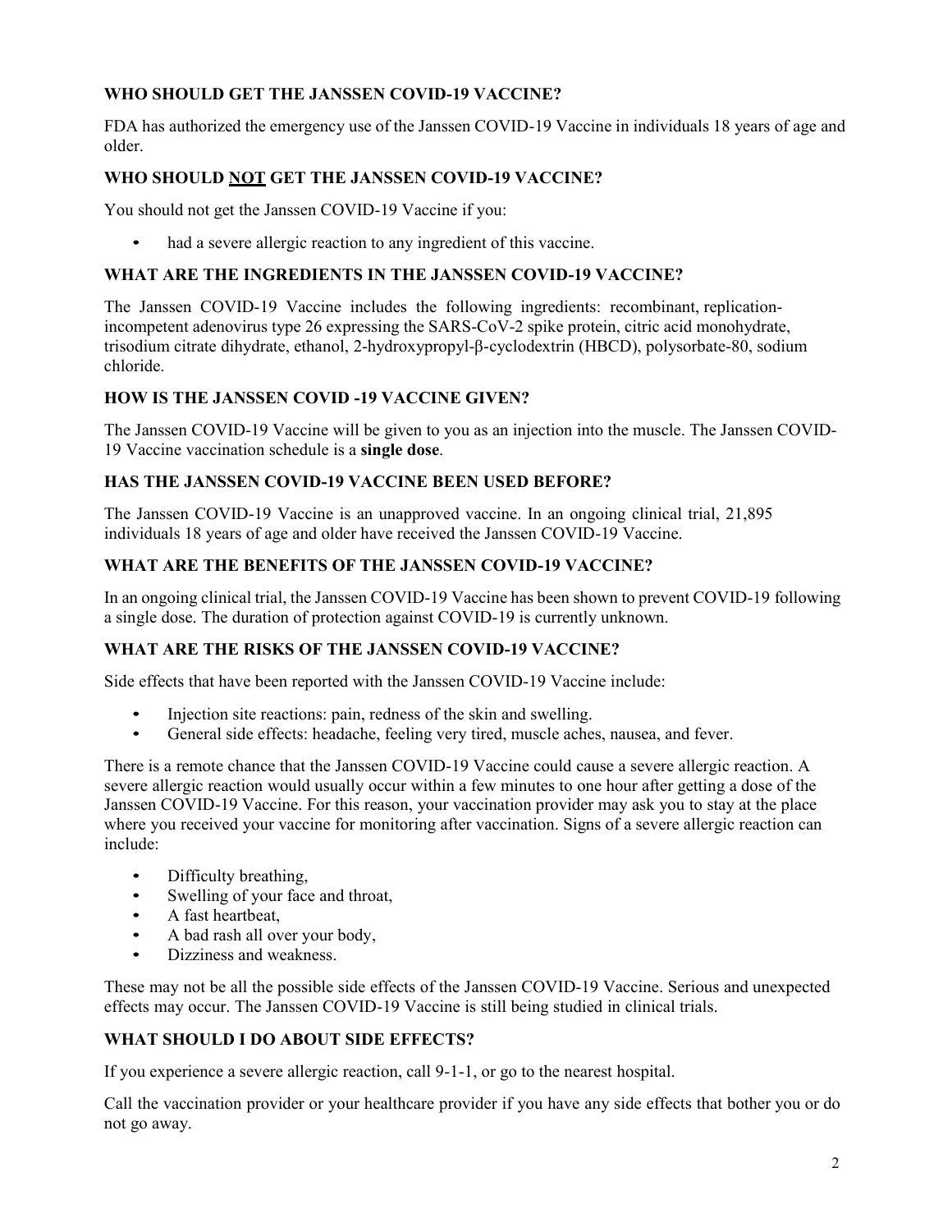## WHO SHOULD GET THE JANSSEN COVID-19 VACCINE?

FDA has authorized the emergency use of the Janssen COVID-19 Vaccine in individuals 18 years of age and older.

## WHO SHOULD NOT GET THE JANSSEN COVID-19 VACCINE?

You should not get the Janssen COVID-19 Vaccine if you:

- had a severe allergic reaction to any ingredient of this vaccine.

## WHAT ARE THE INGREDIENTS IN THE JANSSEN COVID-19 VACCINE?

The Janssen COVID-19 Vaccine includes the following ingredients: recombinant, replication-incompetent adenovirus type 26 expressing the SARS-CoV-2 spike protein, citric acid monohydrate, trisodium citrate dihydrate, ethanol, 2-hydroxypropyl-β-cyclodextrin (HBCD), polysorbate-80, sodium chloride.

## HOW IS THE JANSSEN COVID -19 VACCINE GIVEN?

The Janssen COVID-19 Vaccine will be given to you as an injection into the muscle. The Janssen COVID-19 Vaccine vaccination schedule is a **single dose**.

## HAS THE JANSSEN COVID-19 VACCINE BEEN USED BEFORE?

The Janssen COVID-19 Vaccine is an unapproved vaccine. In an ongoing clinical trial, 21,895 individuals 18 years of age and older have received the Janssen COVID-19 Vaccine.

## WHAT ARE THE BENEFITS OF THE JANSSEN COVID-19 VACCINE?

In an ongoing clinical trial, the Janssen COVID-19 Vaccine has been shown to prevent COVID-19 following a single dose. The duration of protection against COVID-19 is currently unknown.

## WHAT ARE THE RISKS OF THE JANSSEN COVID-19 VACCINE?

Side effects that have been reported with the Janssen COVID-19 Vaccine include:

- Injection site reactions: pain, redness of the skin and swelling.
- General side effects: headache, feeling very tired, muscle aches, nausea, and fever.

There is a remote chance that the Janssen COVID-19 Vaccine could cause a severe allergic reaction. A severe allergic reaction would usually occur within a few minutes to one hour after getting a dose of the Janssen COVID-19 Vaccine. For this reason, your vaccination provider may ask you to stay at the place where you received your vaccine for monitoring after vaccination. Signs of a severe allergic reaction can include:

- Difficulty breathing,
- Swelling of your face and throat,
- A fast heartbeat,
- A bad rash all over your body,
- Dizziness and weakness.

These may not be all the possible side effects of the Janssen COVID-19 Vaccine. Serious and unexpected effects may occur. The Janssen COVID-19 Vaccine is still being studied in clinical trials.

## WHAT SHOULD I DO ABOUT SIDE EFFECTS?

If you experience a severe allergic reaction, call 9-1-1, or go to the nearest hospital.

Call the vaccination provider or your healthcare provider if you have any side effects that bother you or do not go away.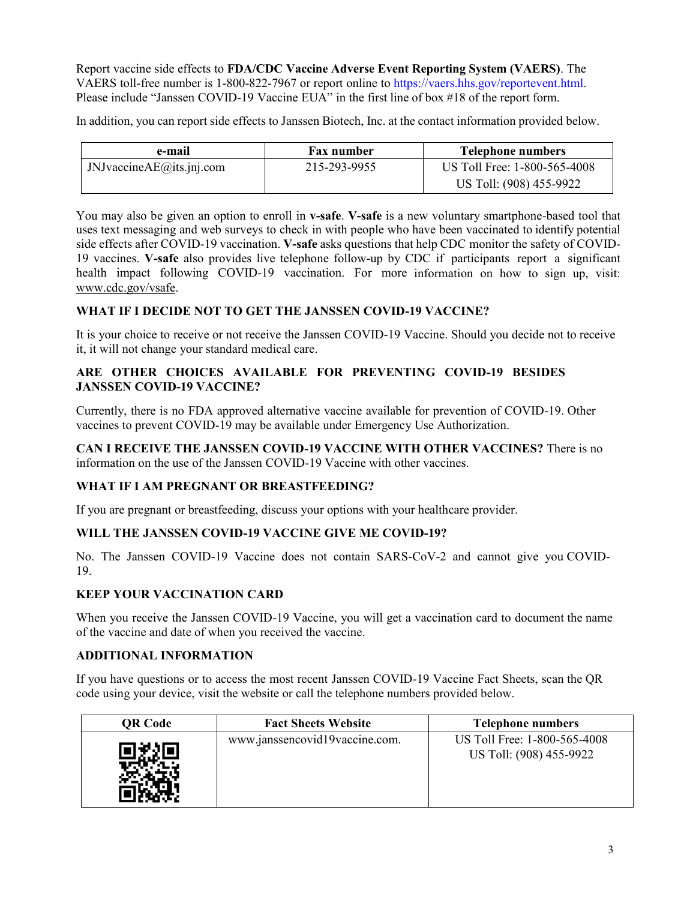Report vaccine side effects to **FDA/CDC Vaccine Adverse Event Reporting System (VAERS)**. The VAERS toll-free number is 1-800-822-7967 or report online to https://vaers.hhs.gov/reportevent.html. Please include "Janssen COVID-19 Vaccine EUA" in the first line of box #18 of the report form.

In addition, you can report side effects to Janssen Biotech, Inc. at the contact information provided below.

| e-mail | Fax number | Telephone numbers |
|---|---|---|
| JNJvaccineAE@its.jnj.com | 215-293-9955 | US Toll Free: 1-800-565-4008<br>US Toll: (908) 455-9922 |

You may also be given an option to enroll in **v-safe**. **V-safe** is a new voluntary smartphone-based tool that uses text messaging and web surveys to check in with people who have been vaccinated to identify potential side effects after COVID-19 vaccination. **V-safe** asks questions that help CDC monitor the safety of COVID-19 vaccines. **V-safe** also provides live telephone follow-up by CDC if participants report a significant health impact following COVID-19 vaccination. For more information on how to sign up, visit: www.cdc.gov/vsafe.

**WHAT IF I DECIDE NOT TO GET THE JANSSEN COVID-19 VACCINE?**

It is your choice to receive or not receive the Janssen COVID-19 Vaccine. Should you decide not to receive it, it will not change your standard medical care.

**ARE OTHER CHOICES AVAILABLE FOR PREVENTING COVID-19 BESIDES JANSSEN COVID-19 VACCINE?**

Currently, there is no FDA approved alternative vaccine available for prevention of COVID-19. Other vaccines to prevent COVID-19 may be available under Emergency Use Authorization.

**CAN I RECEIVE THE JANSSEN COVID-19 VACCINE WITH OTHER VACCINES?** There is no information on the use of the Janssen COVID-19 Vaccine with other vaccines.

**WHAT IF I AM PREGNANT OR BREASTFEEDING?**

If you are pregnant or breastfeeding, discuss your options with your healthcare provider.

**WILL THE JANSSEN COVID-19 VACCINE GIVE ME COVID-19?**

No. The Janssen COVID-19 Vaccine does not contain SARS-CoV-2 and cannot give you COVID-19.

**KEEP YOUR VACCINATION CARD**

When you receive the Janssen COVID-19 Vaccine, you will get a vaccination card to document the name of the vaccine and date of when you received the vaccine.

**ADDITIONAL INFORMATION**

If you have questions or to access the most recent Janssen COVID-19 Vaccine Fact Sheets, scan the QR code using your device, visit the website or call the telephone numbers provided below.

| QR Code | Fact Sheets Website | Telephone numbers |
|---|---|---|
| | www.janssencovid19vaccine.com. | US Toll Free: 1-800-565-4008<br>US Toll: (908) 455-9922 |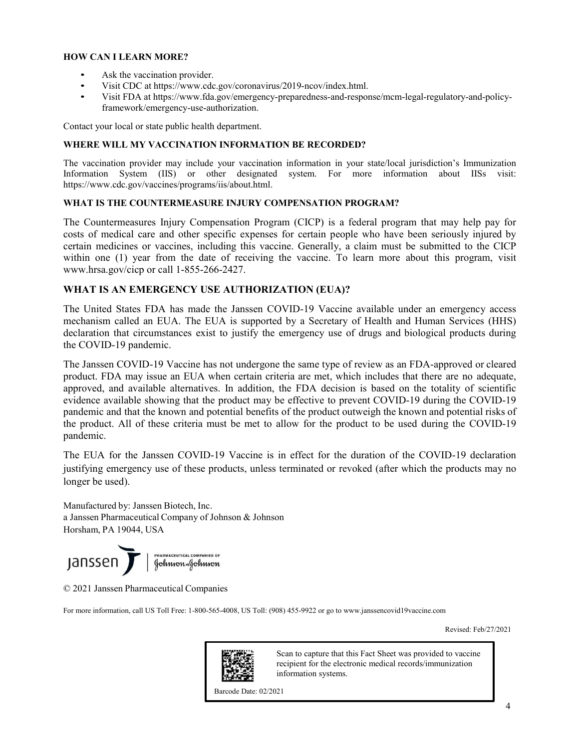### HOW CAN I LEARN MORE?

- Ask the vaccination provider.
- Visit CDC at https://www.cdc.gov/coronavirus/2019-ncov/index.html.
- Visit FDA at https://www.fda.gov/emergency-preparedness-and-response/mcm-legal-regulatory-and-policy-framework/emergency-use-authorization.

Contact your local or state public health department.

### WHERE WILL MY VACCINATION INFORMATION BE RECORDED?

The vaccination provider may include your vaccination information in your state/local jurisdiction's Immunization Information System (IIS) or other designated system. For more information about IISs visit: https://www.cdc.gov/vaccines/programs/iis/about.html.

### WHAT IS THE COUNTERMEASURE INJURY COMPENSATION PROGRAM?

The Countermeasures Injury Compensation Program (CICP) is a federal program that may help pay for costs of medical care and other specific expenses for certain people who have been seriously injured by certain medicines or vaccines, including this vaccine. Generally, a claim must be submitted to the CICP within one (1) year from the date of receiving the vaccine. To learn more about this program, visit www.hrsa.gov/cicp or call 1-855-266-2427.

### WHAT IS AN EMERGENCY USE AUTHORIZATION (EUA)?

The United States FDA has made the Janssen COVID-19 Vaccine available under an emergency access mechanism called an EUA. The EUA is supported by a Secretary of Health and Human Services (HHS) declaration that circumstances exist to justify the emergency use of drugs and biological products during the COVID-19 pandemic.

The Janssen COVID-19 Vaccine has not undergone the same type of review as an FDA-approved or cleared product. FDA may issue an EUA when certain criteria are met, which includes that there are no adequate, approved, and available alternatives. In addition, the FDA decision is based on the totality of scientific evidence available showing that the product may be effective to prevent COVID-19 during the COVID-19 pandemic and that the known and potential benefits of the product outweigh the known and potential risks of the product. All of these criteria must be met to allow for the product to be used during the COVID-19 pandemic.

The EUA for the Janssen COVID-19 Vaccine is in effect for the duration of the COVID-19 declaration justifying emergency use of these products, unless terminated or revoked (after which the products may no longer be used).

Manufactured by: Janssen Biotech, Inc.
a Janssen Pharmaceutical Company of Johnson & Johnson
Horsham, PA 19044, USA

janssen | PHARMACEUTICAL COMPANIES OF Johnson & Johnson

© 2021 Janssen Pharmaceutical Companies

For more information, call US Toll Free: 1-800-565-4008, US Toll: (908) 455-9922 or go to www.janssencovid19vaccine.com

Revised: Feb/27/2021

Scan to capture that this Fact Sheet was provided to vaccine recipient for the electronic medical records/immunization information systems.

Barcode Date: 02/2021